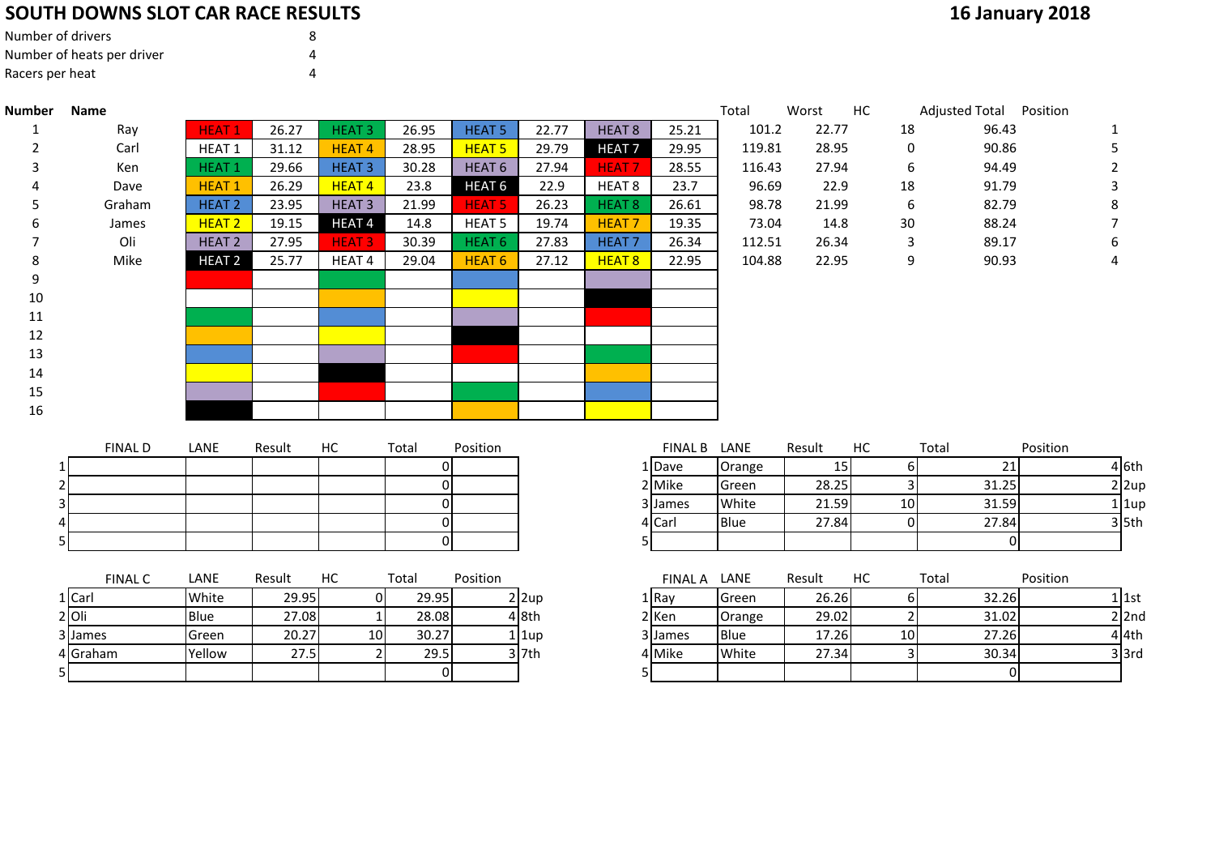# SOUTH DOWNS SLOT CAR RACE RESULTS

**16 January 2018**

| | |
|---|---|
| Number of drivers | 8 |
| Number of heats per driver | 4 |
| Racers per heat | 4 |

| Number | Name | Heat | Time | Heat | Time | Heat | Time | Heat | Time | Total | Worst | HC | Adjusted Total | Position |
|---|---|---|---|---|---|---|---|---|---|---|---|---|---|---|
| 1 | Ray | HEAT 1 | 26.27 | HEAT 3 | 26.95 | HEAT 5 | 22.77 | HEAT 8 | 25.21 | 101.2 | 22.77 | 18 | 96.43 | 1 |
| 2 | Carl | HEAT 1 | 31.12 | HEAT 4 | 28.95 | HEAT 5 | 29.79 | HEAT 7 | 29.95 | 119.81 | 28.95 | 0 | 90.86 | 5 |
| 3 | Ken | HEAT 1 | 29.66 | HEAT 3 | 30.28 | HEAT 6 | 27.94 | HEAT 7 | 28.55 | 116.43 | 27.94 | 6 | 94.49 | 2 |
| 4 | Dave | HEAT 1 | 26.29 | HEAT 4 | 23.8 | HEAT 6 | 22.9 | HEAT 8 | 23.7 | 96.69 | 22.9 | 18 | 91.79 | 3 |
| 5 | Graham | HEAT 2 | 23.95 | HEAT 3 | 21.99 | HEAT 5 | 26.23 | HEAT 8 | 26.61 | 98.78 | 21.99 | 6 | 82.79 | 8 |
| 6 | James | HEAT 2 | 19.15 | HEAT 4 | 14.8 | HEAT 5 | 19.74 | HEAT 7 | 19.35 | 73.04 | 14.8 | 30 | 88.24 | 7 |
| 7 | Oli | HEAT 2 | 27.95 | HEAT 3 | 30.39 | HEAT 6 | 27.83 | HEAT 7 | 26.34 | 112.51 | 26.34 | 3 | 89.17 | 6 |
| 8 | Mike | HEAT 2 | 25.77 | HEAT 4 | 29.04 | HEAT 6 | 27.12 | HEAT 8 | 22.95 | 104.88 | 22.95 | 9 | 90.93 | 4 |
| 9 | | | | | | | | | | | | | | |
| 10 | | | | | | | | | | | | | | |
| 11 | | | | | | | | | | | | | | |
| 12 | | | | | | | | | | | | | | |
| 13 | | | | | | | | | | | | | | |
| 14 | | | | | | | | | | | | | | |
| 15 | | | | | | | | | | | | | | |
| 16 | | | | | | | | | | | | | | |

| | FINAL D | LANE | Result | HC | Total | Position |
|---|---|---|---|---|---|---|
| 1 | | | | | 0 | |
| 2 | | | | | 0 | |
| 3 | | | | | 0 | |
| 4 | | | | | 0 | |
| 5 | | | | | 0 | |

| | FINAL B | LANE | Result | HC | Total | Position | |
|---|---|---|---|---|---|---|---|
| 1 | Dave | Orange | 15 | 6 | 21 | 4 | 6th |
| 2 | Mike | Green | 28.25 | 3 | 31.25 | 2 | 2up |
| 3 | James | White | 21.59 | 10 | 31.59 | 1 | 1up |
| 4 | Carl | Blue | 27.84 | 0 | 27.84 | 3 | 5th |
| 5 | | | | | 0 | | |

| | FINAL C | LANE | Result | HC | Total | Position | |
|---|---|---|---|---|---|---|---|
| 1 | Carl | White | 29.95 | 0 | 29.95 | 2 | 2up |
| 2 | Oli | Blue | 27.08 | 1 | 28.08 | 4 | 8th |
| 3 | James | Green | 20.27 | 10 | 30.27 | 1 | 1up |
| 4 | Graham | Yellow | 27.5 | 2 | 29.5 | 3 | 7th |
| 5 | | | | | 0 | | |

| | FINAL A | LANE | Result | HC | Total | Position | |
|---|---|---|---|---|---|---|---|
| 1 | Ray | Green | 26.26 | 6 | 32.26 | 1 | 1st |
| 2 | Ken | Orange | 29.02 | 2 | 31.02 | 2 | 2nd |
| 3 | James | Blue | 17.26 | 10 | 27.26 | 4 | 4th |
| 4 | Mike | White | 27.34 | 3 | 30.34 | 3 | 3rd |
| 5 | | | | | 0 | | |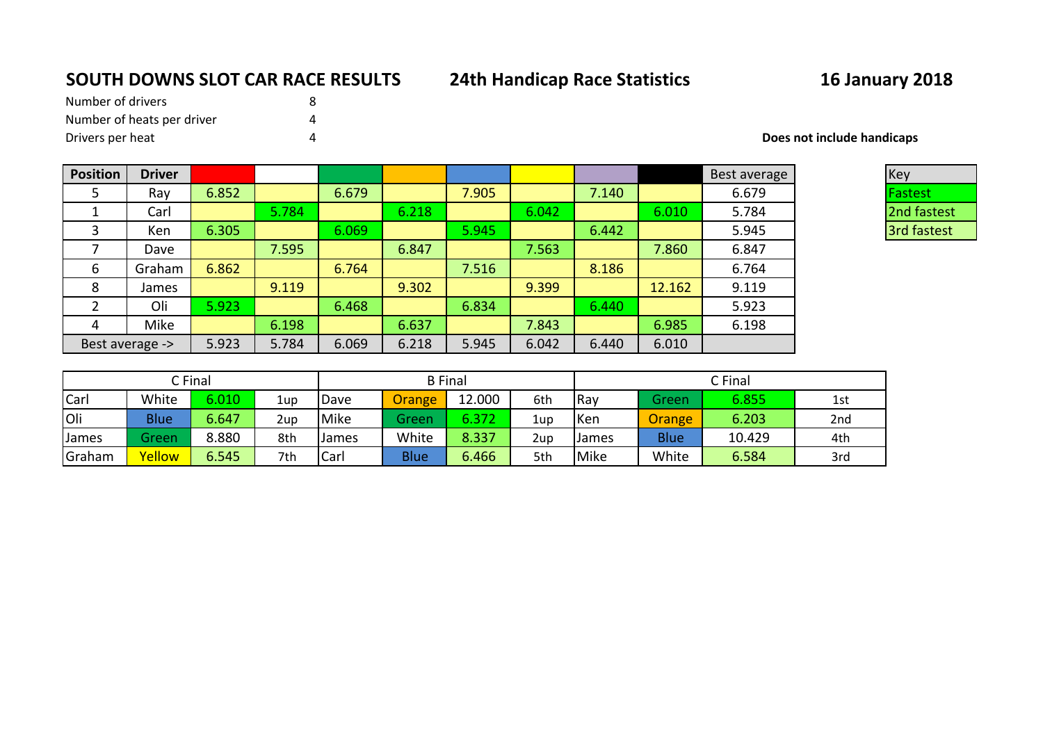**SOUTH DOWNS SLOT CAR RACE RESULTS** **24th Handicap Race Statistics** **16 January 2018**

| | |
|---|---|
| Number of drivers | 8 |
| Number of heats per driver | 4 |
| Drivers per heat | 4 |

**Does not include handicaps**

| Position | Driver | Red | White | Green | Orange | Blue | Yellow | Purple | Black | Best average |
|---|---|---|---|---|---|---|---|---|---|---|
| 5 | Ray | 6.852 | | 6.679 | | 7.905 | | 7.140 | | 6.679 |
| 1 | Carl | | 5.784 | | 6.218 | | 6.042 | | 6.010 | 5.784 |
| 3 | Ken | 6.305 | | 6.069 | | 5.945 | | 6.442 | | 5.945 |
| 7 | Dave | | 7.595 | | 6.847 | | 7.563 | | 7.860 | 6.847 |
| 6 | Graham | 6.862 | | 6.764 | | 7.516 | | 8.186 | | 6.764 |
| 8 | James | | 9.119 | | 9.302 | | 9.399 | | 12.162 | 9.119 |
| 2 | Oli | 5.923 | | 6.468 | | 6.834 | | 6.440 | | 5.923 |
| 4 | Mike | | 6.198 | | 6.637 | | 7.843 | | 6.985 | 6.198 |
| Best average -> | | 5.923 | 5.784 | 6.069 | 6.218 | 5.945 | 6.042 | 6.440 | 6.010 | |

| Key |
|---|
| Fastest |
| 2nd fastest |
| 3rd fastest |

| C Final | | | | B Final | | | | C Final | | | |
|---|---|---|---|---|---|---|---|---|---|---|---|
| Carl | White | 6.010 | 1up | Dave | Orange | 12.000 | 6th | Ray | Green | 6.855 | 1st |
| Oli | Blue | 6.647 | 2up | Mike | Green | 6.372 | 1up | Ken | Orange | 6.203 | 2nd |
| James | Green | 8.880 | 8th | James | White | 8.337 | 2up | James | Blue | 10.429 | 4th |
| Graham | Yellow | 6.545 | 7th | Carl | Blue | 6.466 | 5th | Mike | White | 6.584 | 3rd |